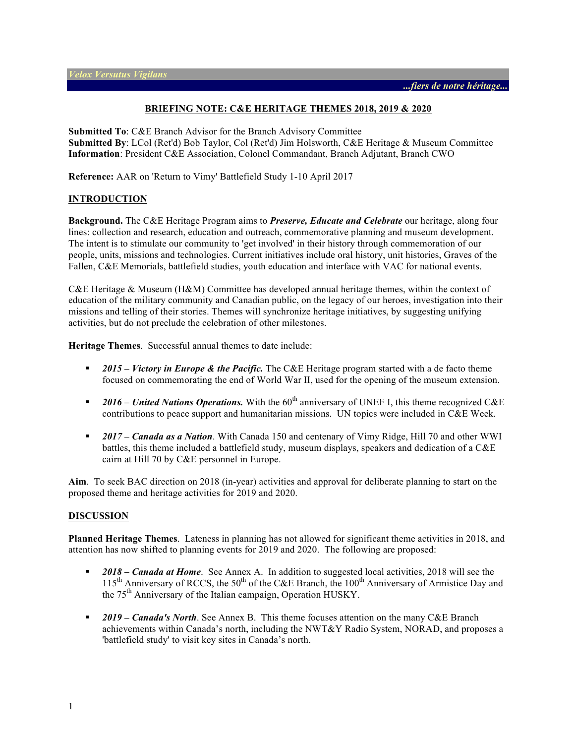*Velox Versutus Vigilans*

*...fiers de notre héritage...*

# BRIEFING NOTE: C&E HERITAGE THEMES 2018, 2019 & 2020

**Submitted To**: C&E Branch Advisor for the Branch Advisory Committee
**Submitted By**: LCol (Ret'd) Bob Taylor, Col (Ret'd) Jim Holsworth, C&E Heritage & Museum Committee
**Information**: President C&E Association, Colonel Commandant, Branch Adjutant, Branch CWO

**Reference:** AAR on 'Return to Vimy' Battlefield Study 1-10 April 2017

## INTRODUCTION

**Background.** The C&E Heritage Program aims to ***Preserve, Educate and Celebrate*** our heritage, along four lines: collection and research, education and outreach, commemorative planning and museum development. The intent is to stimulate our community to 'get involved' in their history through commemoration of our people, units, missions and technologies. Current initiatives include oral history, unit histories, Graves of the Fallen, C&E Memorials, battlefield studies, youth education and interface with VAC for national events.

C&E Heritage & Museum (H&M) Committee has developed annual heritage themes, within the context of education of the military community and Canadian public, on the legacy of our heroes, investigation into their missions and telling of their stories. Themes will synchronize heritage initiatives, by suggesting unifying activities, but do not preclude the celebration of other milestones.

**Heritage Themes**. Successful annual themes to date include:

- ***2015 – Victory in Europe & the Pacific.*** The C&E Heritage program started with a de facto theme focused on commemorating the end of World War II, used for the opening of the museum extension.
- ***2016 – United Nations Operations.*** With the 60th anniversary of UNEF I, this theme recognized C&E contributions to peace support and humanitarian missions. UN topics were included in C&E Week.
- ***2017 – Canada as a Nation***. With Canada 150 and centenary of Vimy Ridge, Hill 70 and other WWI battles, this theme included a battlefield study, museum displays, speakers and dedication of a C&E cairn at Hill 70 by C&E personnel in Europe.

**Aim**. To seek BAC direction on 2018 (in-year) activities and approval for deliberate planning to start on the proposed theme and heritage activities for 2019 and 2020.

## DISCUSSION

**Planned Heritage Themes**. Lateness in planning has not allowed for significant theme activities in 2018, and attention has now shifted to planning events for 2019 and 2020. The following are proposed:

- ***2018 – Canada at Home***. See Annex A. In addition to suggested local activities, 2018 will see the 115th Anniversary of RCCS, the 50th of the C&E Branch, the 100th Anniversary of Armistice Day and the 75th Anniversary of the Italian campaign, Operation HUSKY.
- ***2019 – Canada's North***. See Annex B. This theme focuses attention on the many C&E Branch achievements within Canada's north, including the NWT&Y Radio System, NORAD, and proposes a 'battlefield study' to visit key sites in Canada's north.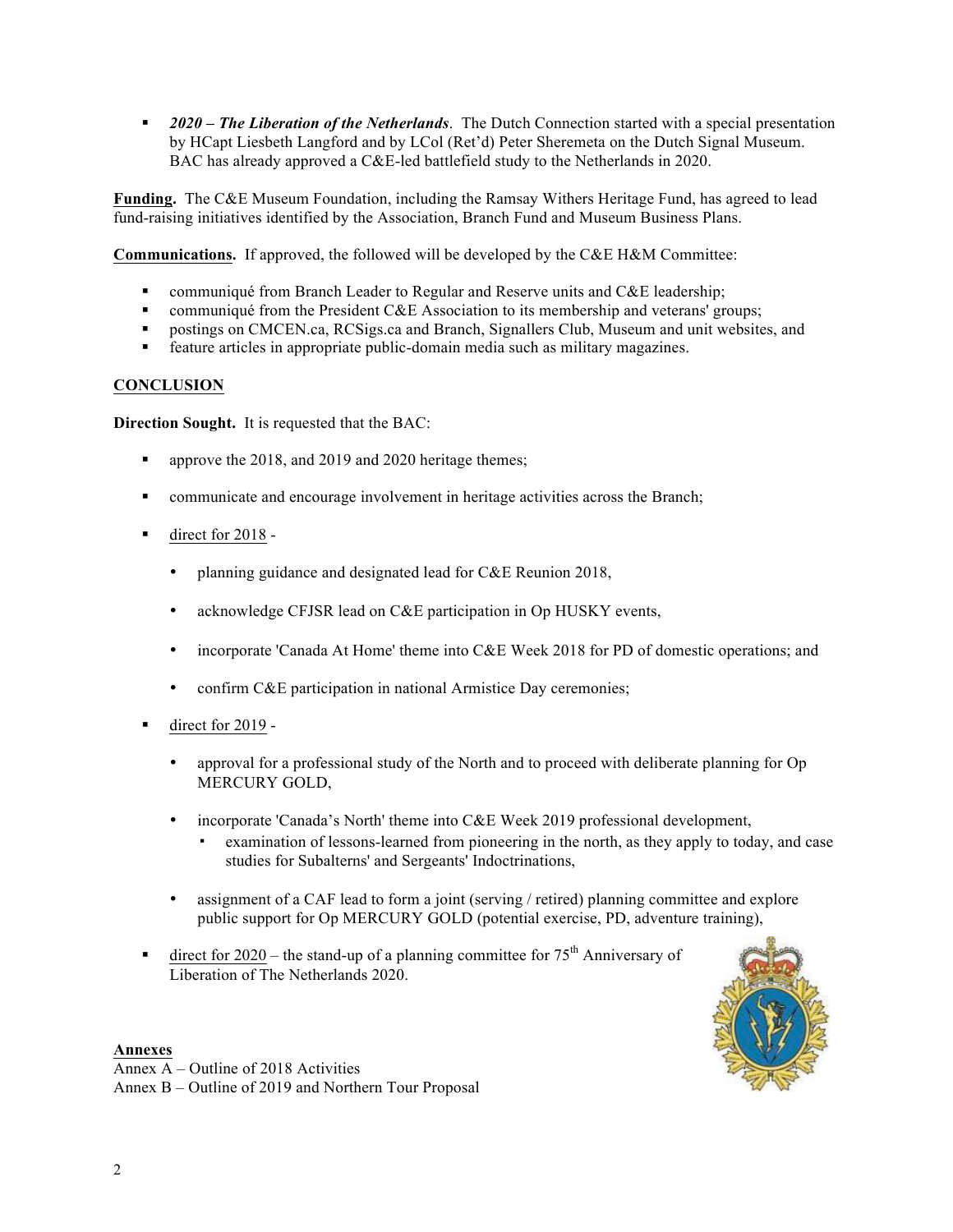- ***2020 – The Liberation of the Netherlands***. The Dutch Connection started with a special presentation by HCapt Liesbeth Langford and by LCol (Ret'd) Peter Sheremeta on the Dutch Signal Museum. BAC has already approved a C&E-led battlefield study to the Netherlands in 2020.

**Funding.** The C&E Museum Foundation, including the Ramsay Withers Heritage Fund, has agreed to lead fund-raising initiatives identified by the Association, Branch Fund and Museum Business Plans.

**Communications.** If approved, the followed will be developed by the C&E H&M Committee:

- communiqué from Branch Leader to Regular and Reserve units and C&E leadership;
- communiqué from the President C&E Association to its membership and veterans' groups;
- postings on CMCEN.ca, RCSigs.ca and Branch, Signallers Club, Museum and unit websites, and
- feature articles in appropriate public-domain media such as military magazines.

**CONCLUSION**

**Direction Sought.** It is requested that the BAC:

- approve the 2018, and 2019 and 2020 heritage themes;
- communicate and encourage involvement in heritage activities across the Branch;
- direct for 2018 -
  - planning guidance and designated lead for C&E Reunion 2018,
  - acknowledge CFJSR lead on C&E participation in Op HUSKY events,
  - incorporate 'Canada At Home' theme into C&E Week 2018 for PD of domestic operations; and
  - confirm C&E participation in national Armistice Day ceremonies;
- direct for 2019 -
  - approval for a professional study of the North and to proceed with deliberate planning for Op MERCURY GOLD,
  - incorporate 'Canada's North' theme into C&E Week 2019 professional development,
    - examination of lessons-learned from pioneering in the north, as they apply to today, and case studies for Subalterns' and Sergeants' Indoctrinations,
  - assignment of a CAF lead to form a joint (serving / retired) planning committee and explore public support for Op MERCURY GOLD (potential exercise, PD, adventure training),
- direct for 2020 – the stand-up of a planning committee for 75th Anniversary of Liberation of The Netherlands 2020.

**Annexes**
Annex A – Outline of 2018 Activities
Annex B – Outline of 2019 and Northern Tour Proposal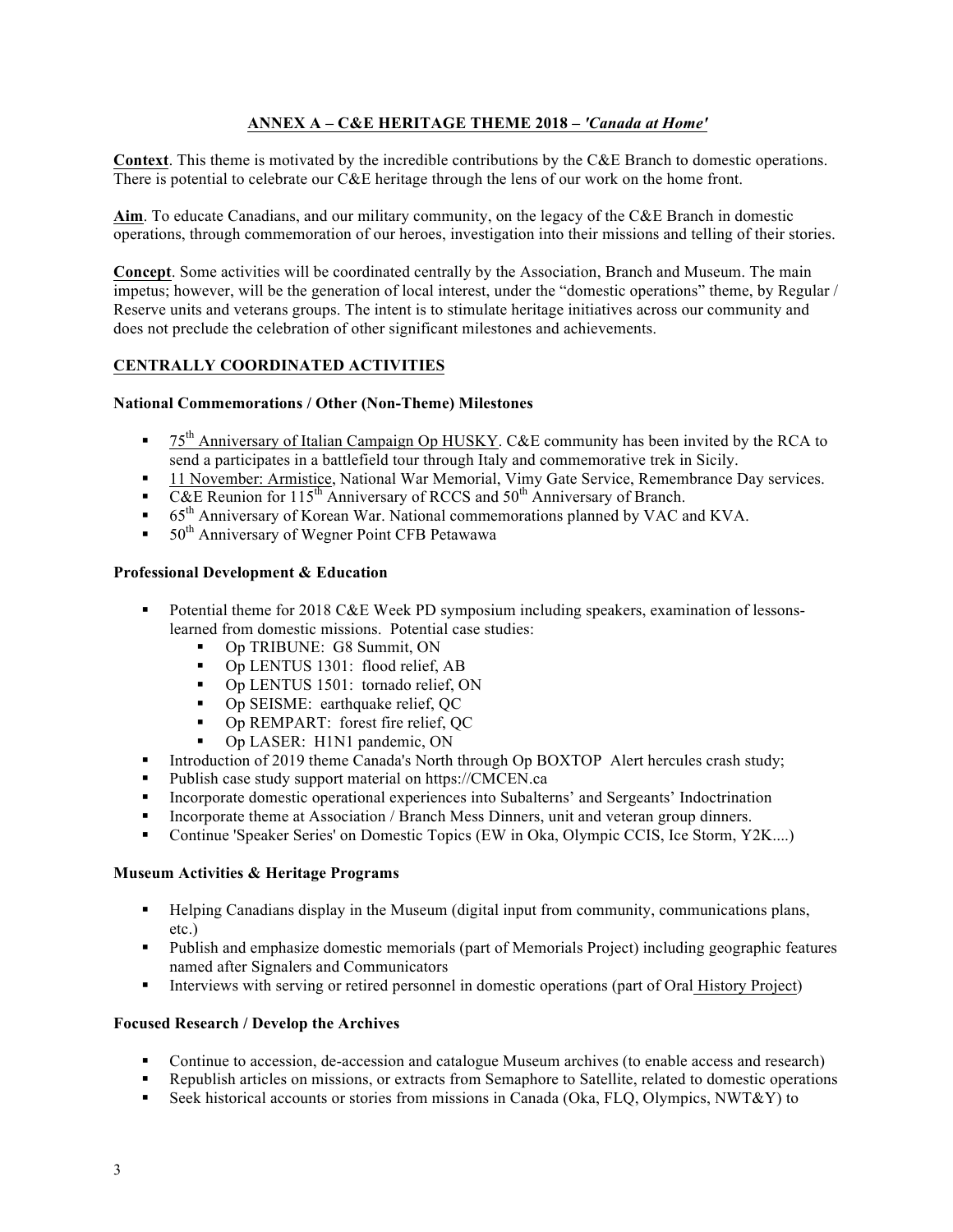## ANNEX A – C&E HERITAGE THEME 2018 – *'Canada at Home'*

**Context**. This theme is motivated by the incredible contributions by the C&E Branch to domestic operations. There is potential to celebrate our C&E heritage through the lens of our work on the home front.

**Aim**. To educate Canadians, and our military community, on the legacy of the C&E Branch in domestic operations, through commemoration of our heroes, investigation into their missions and telling of their stories.

**Concept**. Some activities will be coordinated centrally by the Association, Branch and Museum. The main impetus; however, will be the generation of local interest, under the "domestic operations" theme, by Regular / Reserve units and veterans groups. The intent is to stimulate heritage initiatives across our community and does not preclude the celebration of other significant milestones and achievements.

### CENTRALLY COORDINATED ACTIVITIES

#### National Commemorations / Other (Non-Theme) Milestones

- 75th Anniversary of Italian Campaign Op HUSKY. C&E community has been invited by the RCA to send a participates in a battlefield tour through Italy and commemorative trek in Sicily.
- 11 November: Armistice, National War Memorial, Vimy Gate Service, Remembrance Day services.
- C&E Reunion for 115th Anniversary of RCCS and 50th Anniversary of Branch.
- 65th Anniversary of Korean War. National commemorations planned by VAC and KVA.
- 50th Anniversary of Wegner Point CFB Petawawa

#### Professional Development & Education

- Potential theme for 2018 C&E Week PD symposium including speakers, examination of lessons-learned from domestic missions. Potential case studies:
  - Op TRIBUNE: G8 Summit, ON
  - Op LENTUS 1301: flood relief, AB
  - Op LENTUS 1501: tornado relief, ON
  - Op SEISME: earthquake relief, QC
  - Op REMPART: forest fire relief, QC
  - Op LASER: H1N1 pandemic, ON
- Introduction of 2019 theme Canada's North through Op BOXTOP Alert hercules crash study;
- Publish case study support material on https://CMCEN.ca
- Incorporate domestic operational experiences into Subalterns' and Sergeants' Indoctrination
- Incorporate theme at Association / Branch Mess Dinners, unit and veteran group dinners.
- Continue 'Speaker Series' on Domestic Topics (EW in Oka, Olympic CCIS, Ice Storm, Y2K....)

#### Museum Activities & Heritage Programs

- Helping Canadians display in the Museum (digital input from community, communications plans, etc.)
- Publish and emphasize domestic memorials (part of Memorials Project) including geographic features named after Signalers and Communicators
- Interviews with serving or retired personnel in domestic operations (part of Oral History Project)

#### Focused Research / Develop the Archives

- Continue to accession, de-accession and catalogue Museum archives (to enable access and research)
- Republish articles on missions, or extracts from Semaphore to Satellite, related to domestic operations
- Seek historical accounts or stories from missions in Canada (Oka, FLQ, Olympics, NWT&Y) to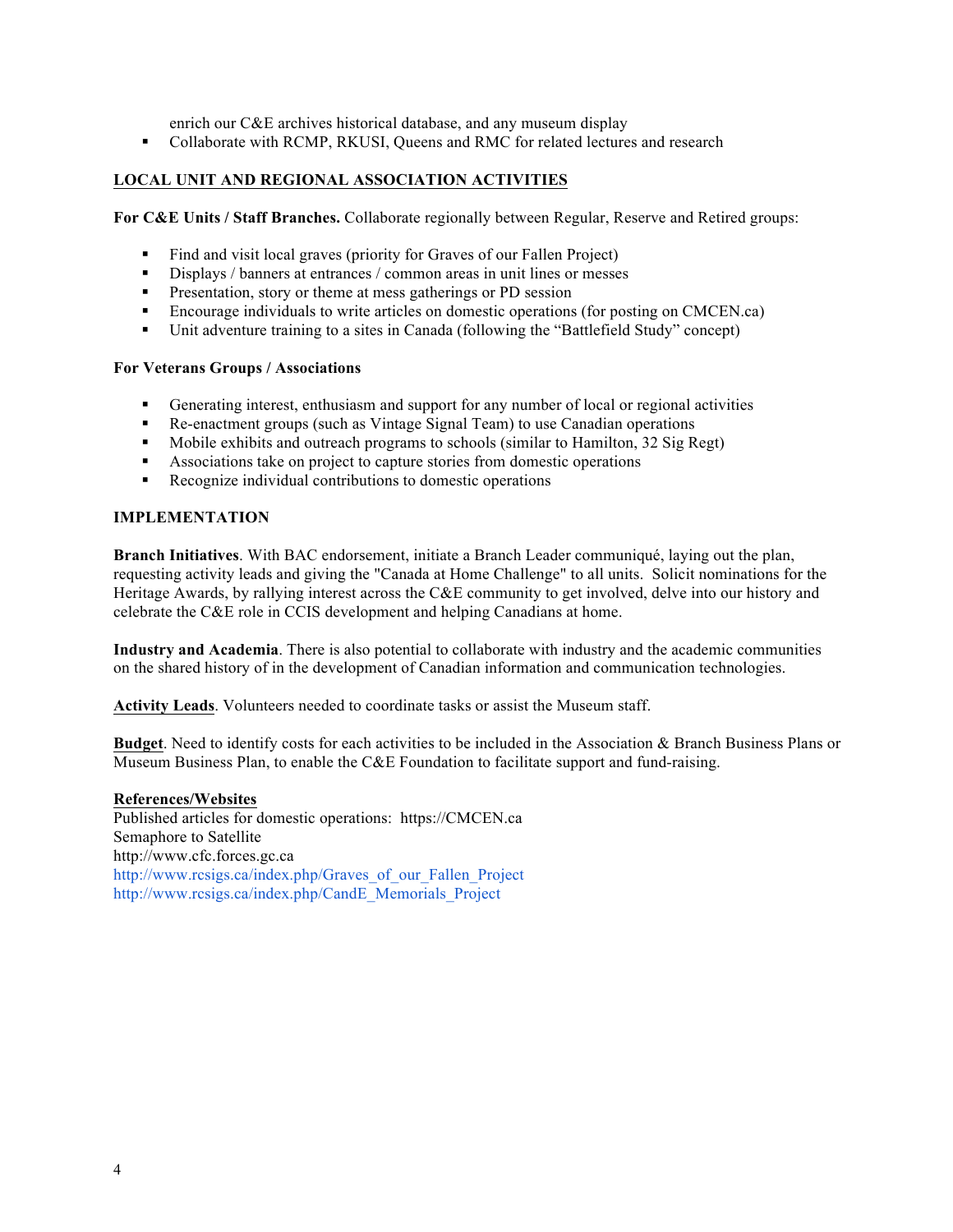enrich our C&E archives historical database, and any museum display

- Collaborate with RCMP, RKUSI, Queens and RMC for related lectures and research

## LOCAL UNIT AND REGIONAL ASSOCIATION ACTIVITIES

**For C&E Units / Staff Branches.** Collaborate regionally between Regular, Reserve and Retired groups:

- Find and visit local graves (priority for Graves of our Fallen Project)
- Displays / banners at entrances / common areas in unit lines or messes
- Presentation, story or theme at mess gatherings or PD session
- Encourage individuals to write articles on domestic operations (for posting on CMCEN.ca)
- Unit adventure training to a sites in Canada (following the "Battlefield Study" concept)

**For Veterans Groups / Associations**

- Generating interest, enthusiasm and support for any number of local or regional activities
- Re-enactment groups (such as Vintage Signal Team) to use Canadian operations
- Mobile exhibits and outreach programs to schools (similar to Hamilton, 32 Sig Regt)
- Associations take on project to capture stories from domestic operations
- Recognize individual contributions to domestic operations

## IMPLEMENTATION

**Branch Initiatives**. With BAC endorsement, initiate a Branch Leader communiqué, laying out the plan, requesting activity leads and giving the "Canada at Home Challenge" to all units. Solicit nominations for the Heritage Awards, by rallying interest across the C&E community to get involved, delve into our history and celebrate the C&E role in CCIS development and helping Canadians at home.

**Industry and Academia**. There is also potential to collaborate with industry and the academic communities on the shared history of in the development of Canadian information and communication technologies.

**Activity Leads**. Volunteers needed to coordinate tasks or assist the Museum staff.

**Budget**. Need to identify costs for each activities to be included in the Association & Branch Business Plans or Museum Business Plan, to enable the C&E Foundation to facilitate support and fund-raising.

**References/Websites**

Published articles for domestic operations: https://CMCEN.ca
Semaphore to Satellite
http://www.cfc.forces.gc.ca
http://www.rcsigs.ca/index.php/Graves_of_our_Fallen_Project
http://www.rcsigs.ca/index.php/CandE_Memorials_Project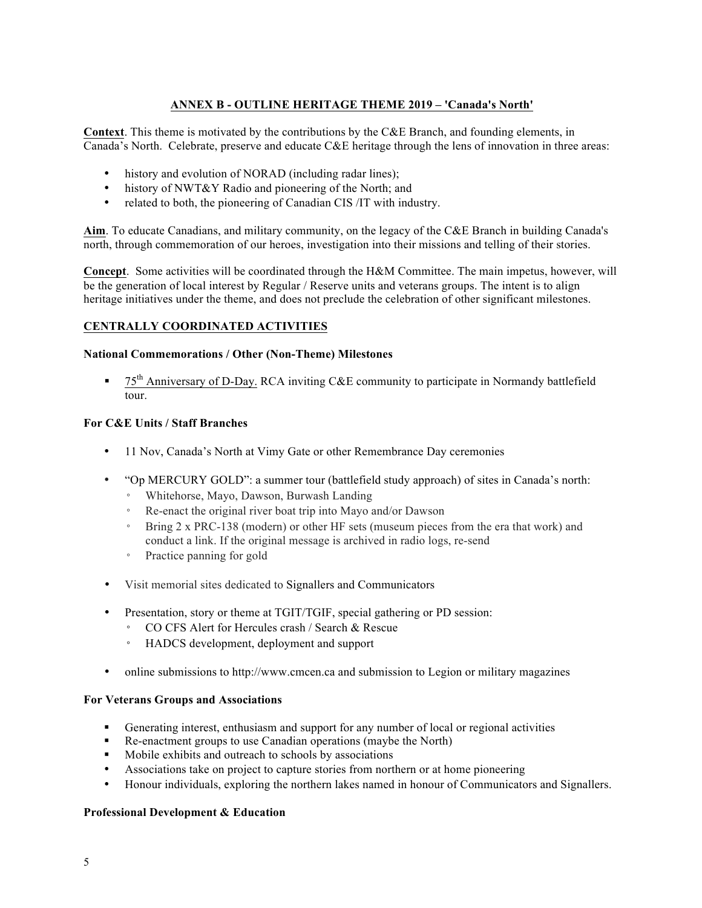## ANNEX B - OUTLINE HERITAGE THEME 2019 – 'Canada's North'

**Context**. This theme is motivated by the contributions by the C&E Branch, and founding elements, in Canada's North. Celebrate, preserve and educate C&E heritage through the lens of innovation in three areas:

- history and evolution of NORAD (including radar lines);
- history of NWT&Y Radio and pioneering of the North; and
- related to both, the pioneering of Canadian CIS /IT with industry.

**Aim**. To educate Canadians, and military community, on the legacy of the C&E Branch in building Canada's north, through commemoration of our heroes, investigation into their missions and telling of their stories.

**Concept**. Some activities will be coordinated through the H&M Committee. The main impetus, however, will be the generation of local interest by Regular / Reserve units and veterans groups. The intent is to align heritage initiatives under the theme, and does not preclude the celebration of other significant milestones.

### CENTRALLY COORDINATED ACTIVITIES

**National Commemorations / Other (Non-Theme) Milestones**

- 75th Anniversary of D-Day. RCA inviting C&E community to participate in Normandy battlefield tour.

**For C&E Units / Staff Branches**

- 11 Nov, Canada's North at Vimy Gate or other Remembrance Day ceremonies
- "Op MERCURY GOLD": a summer tour (battlefield study approach) of sites in Canada's north:
  - Whitehorse, Mayo, Dawson, Burwash Landing
  - Re-enact the original river boat trip into Mayo and/or Dawson
  - Bring 2 x PRC-138 (modern) or other HF sets (museum pieces from the era that work) and conduct a link. If the original message is archived in radio logs, re-send
  - Practice panning for gold
- Visit memorial sites dedicated to Signallers and Communicators
- Presentation, story or theme at TGIT/TGIF, special gathering or PD session:
  - CO CFS Alert for Hercules crash / Search & Rescue
  - HADCS development, deployment and support
- online submissions to http://www.cmcen.ca and submission to Legion or military magazines

**For Veterans Groups and Associations**

- Generating interest, enthusiasm and support for any number of local or regional activities
- Re-enactment groups to use Canadian operations (maybe the North)
- Mobile exhibits and outreach to schools by associations
- Associations take on project to capture stories from northern or at home pioneering
- Honour individuals, exploring the northern lakes named in honour of Communicators and Signallers.

**Professional Development & Education**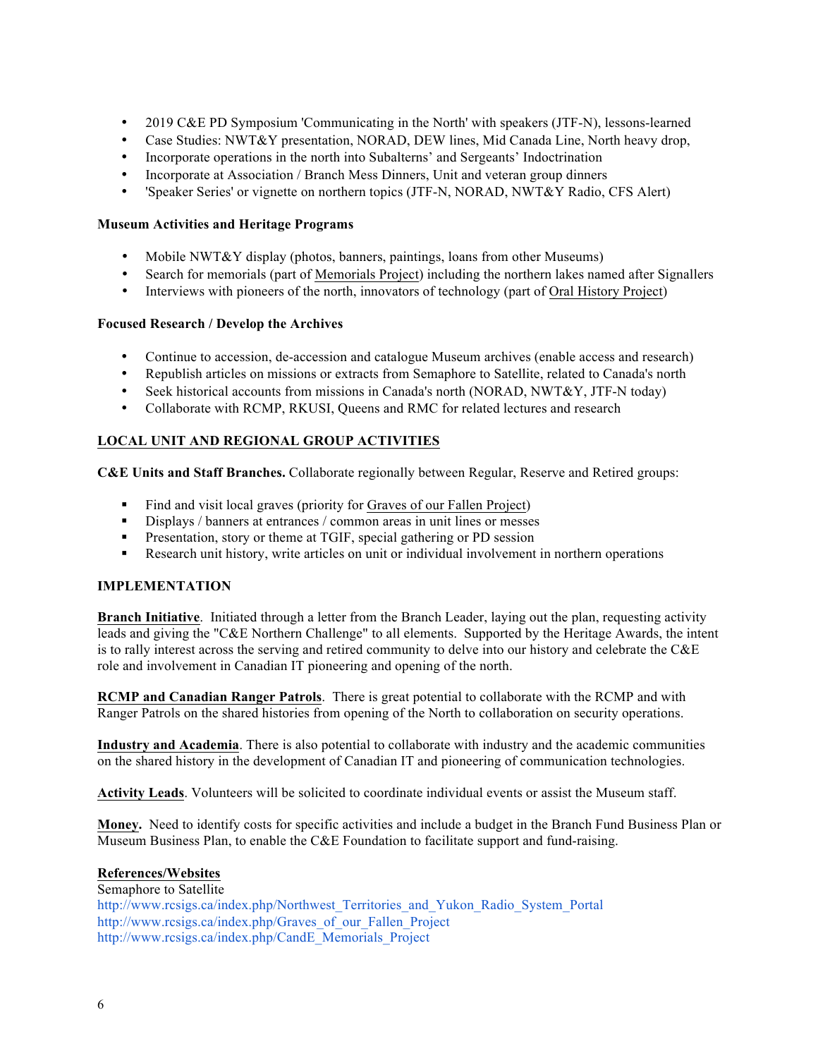- 2019 C&E PD Symposium 'Communicating in the North' with speakers (JTF-N), lessons-learned
- Case Studies: NWT&Y presentation, NORAD, DEW lines, Mid Canada Line, North heavy drop,
- Incorporate operations in the north into Subalterns' and Sergeants' Indoctrination
- Incorporate at Association / Branch Mess Dinners, Unit and veteran group dinners
- 'Speaker Series' or vignette on northern topics (JTF-N, NORAD, NWT&Y Radio, CFS Alert)

**Museum Activities and Heritage Programs**

- Mobile NWT&Y display (photos, banners, paintings, loans from other Museums)
- Search for memorials (part of Memorials Project) including the northern lakes named after Signallers
- Interviews with pioneers of the north, innovators of technology (part of Oral History Project)

**Focused Research / Develop the Archives**

- Continue to accession, de-accession and catalogue Museum archives (enable access and research)
- Republish articles on missions or extracts from Semaphore to Satellite, related to Canada's north
- Seek historical accounts from missions in Canada's north (NORAD, NWT&Y, JTF-N today)
- Collaborate with RCMP, RKUSI, Queens and RMC for related lectures and research

## LOCAL UNIT AND REGIONAL GROUP ACTIVITIES

**C&E Units and Staff Branches.** Collaborate regionally between Regular, Reserve and Retired groups:

- Find and visit local graves (priority for Graves of our Fallen Project)
- Displays / banners at entrances / common areas in unit lines or messes
- Presentation, story or theme at TGIF, special gathering or PD session
- Research unit history, write articles on unit or individual involvement in northern operations

## IMPLEMENTATION

**Branch Initiative**. Initiated through a letter from the Branch Leader, laying out the plan, requesting activity leads and giving the "C&E Northern Challenge" to all elements. Supported by the Heritage Awards, the intent is to rally interest across the serving and retired community to delve into our history and celebrate the C&E role and involvement in Canadian IT pioneering and opening of the north.

**RCMP and Canadian Ranger Patrols**. There is great potential to collaborate with the RCMP and with Ranger Patrols on the shared histories from opening of the North to collaboration on security operations.

**Industry and Academia**. There is also potential to collaborate with industry and the academic communities on the shared history in the development of Canadian IT and pioneering of communication technologies.

**Activity Leads**. Volunteers will be solicited to coordinate individual events or assist the Museum staff.

**Money.** Need to identify costs for specific activities and include a budget in the Branch Fund Business Plan or Museum Business Plan, to enable the C&E Foundation to facilitate support and fund-raising.

**References/Websites**

Semaphore to Satellite
http://www.rcsigs.ca/index.php/Northwest_Territories_and_Yukon_Radio_System_Portal
http://www.rcsigs.ca/index.php/Graves_of_our_Fallen_Project
http://www.rcsigs.ca/index.php/CandE_Memorials_Project